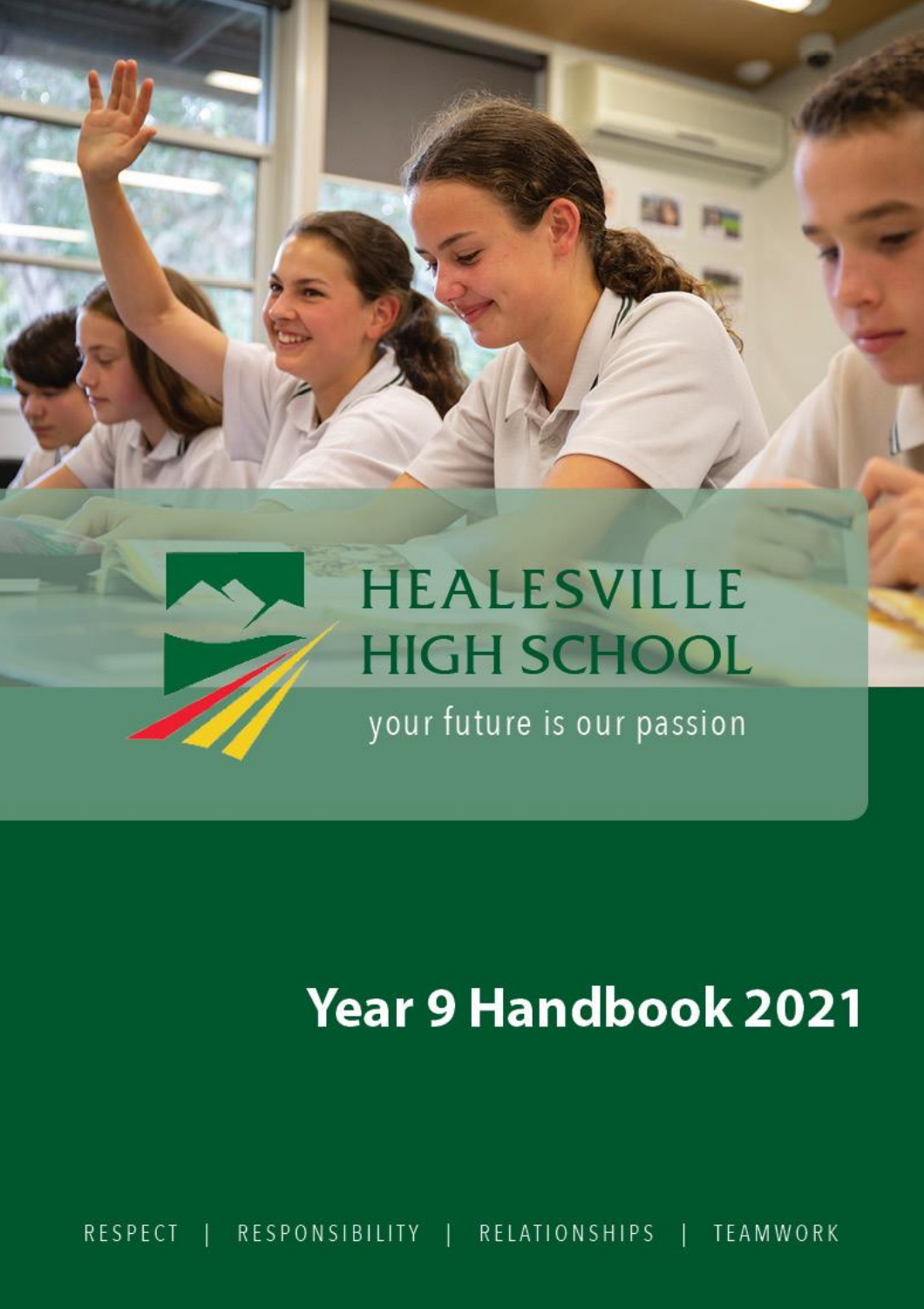# HEALESVILLE HIGH SCHOOL

your future is our passion

# Year 9 Handbook 2021

RESPECT | RESPONSIBILITY | RELATIONSHIPS | TEAMWORK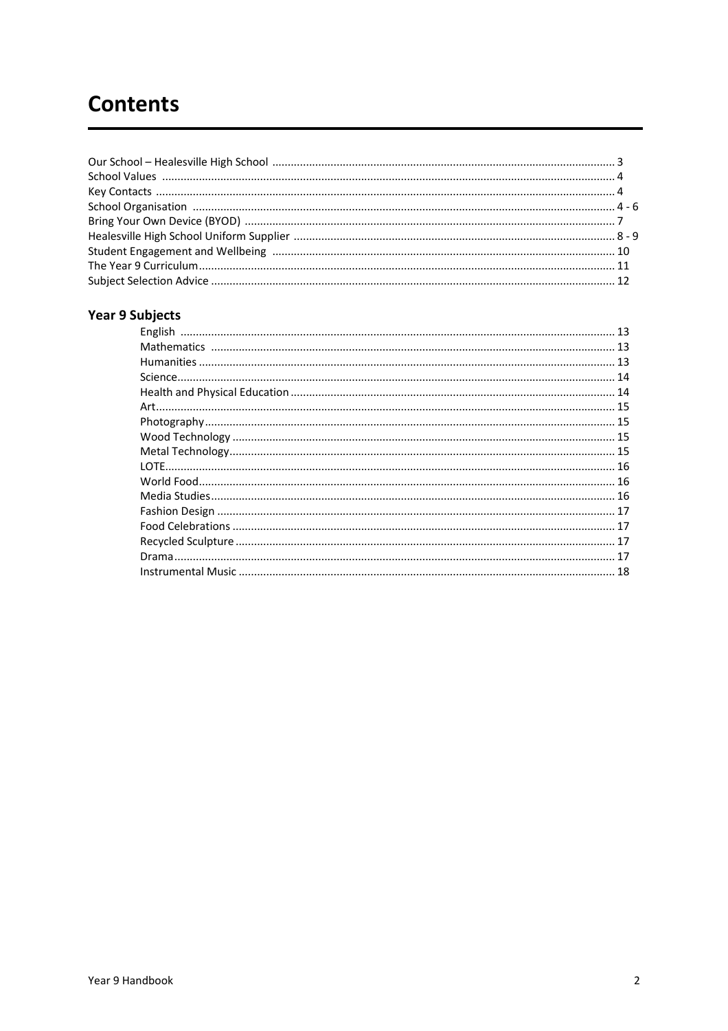# Contents

| | |
|---|---|
| Our School – Healesville High School | 3 |
| School Values | 4 |
| Key Contacts | 4 |
| School Organisation | 4 - 6 |
| Bring Your Own Device (BYOD) | 7 |
| Healesville High School Uniform Supplier | 8 - 9 |
| Student Engagement and Wellbeing | 10 |
| The Year 9 Curriculum | 11 |
| Subject Selection Advice | 12 |

## Year 9 Subjects

| | |
|---|---|
| English | 13 |
| Mathematics | 13 |
| Humanities | 13 |
| Science | 14 |
| Health and Physical Education | 14 |
| Art | 15 |
| Photography | 15 |
| Wood Technology | 15 |
| Metal Technology | 15 |
| LOTE | 16 |
| World Food | 16 |
| Media Studies | 16 |
| Fashion Design | 17 |
| Food Celebrations | 17 |
| Recycled Sculpture | 17 |
| Drama | 17 |
| Instrumental Music | 18 |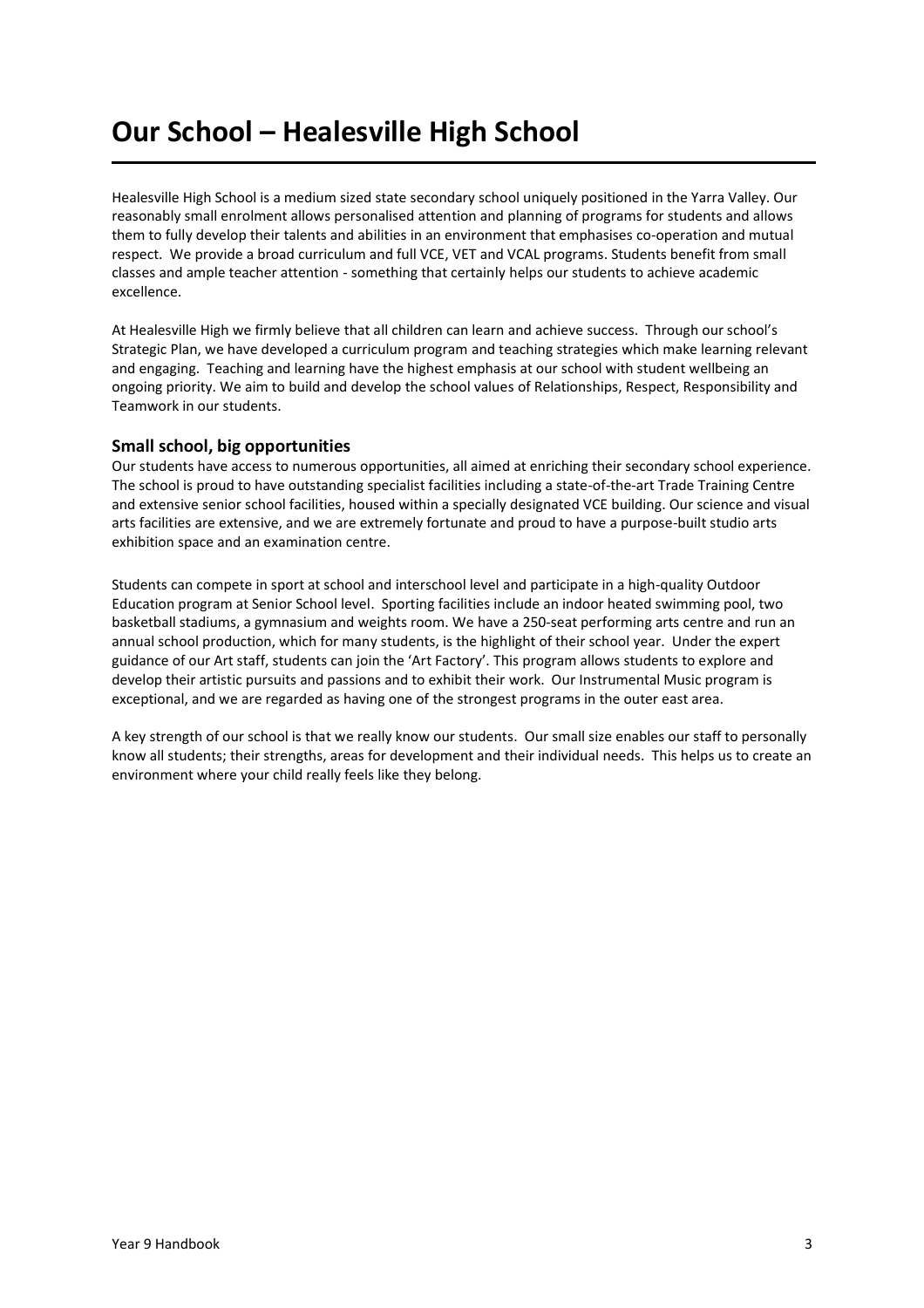# Our School – Healesville High School

Healesville High School is a medium sized state secondary school uniquely positioned in the Yarra Valley. Our reasonably small enrolment allows personalised attention and planning of programs for students and allows them to fully develop their talents and abilities in an environment that emphasises co-operation and mutual respect. We provide a broad curriculum and full VCE, VET and VCAL programs. Students benefit from small classes and ample teacher attention - something that certainly helps our students to achieve academic excellence.

At Healesville High we firmly believe that all children can learn and achieve success. Through our school's Strategic Plan, we have developed a curriculum program and teaching strategies which make learning relevant and engaging. Teaching and learning have the highest emphasis at our school with student wellbeing an ongoing priority. We aim to build and develop the school values of Relationships, Respect, Responsibility and Teamwork in our students.

## Small school, big opportunities

Our students have access to numerous opportunities, all aimed at enriching their secondary school experience. The school is proud to have outstanding specialist facilities including a state-of-the-art Trade Training Centre and extensive senior school facilities, housed within a specially designated VCE building. Our science and visual arts facilities are extensive, and we are extremely fortunate and proud to have a purpose-built studio arts exhibition space and an examination centre.

Students can compete in sport at school and interschool level and participate in a high-quality Outdoor Education program at Senior School level. Sporting facilities include an indoor heated swimming pool, two basketball stadiums, a gymnasium and weights room. We have a 250-seat performing arts centre and run an annual school production, which for many students, is the highlight of their school year. Under the expert guidance of our Art staff, students can join the 'Art Factory'. This program allows students to explore and develop their artistic pursuits and passions and to exhibit their work. Our Instrumental Music program is exceptional, and we are regarded as having one of the strongest programs in the outer east area.

A key strength of our school is that we really know our students. Our small size enables our staff to personally know all students; their strengths, areas for development and their individual needs. This helps us to create an environment where your child really feels like they belong.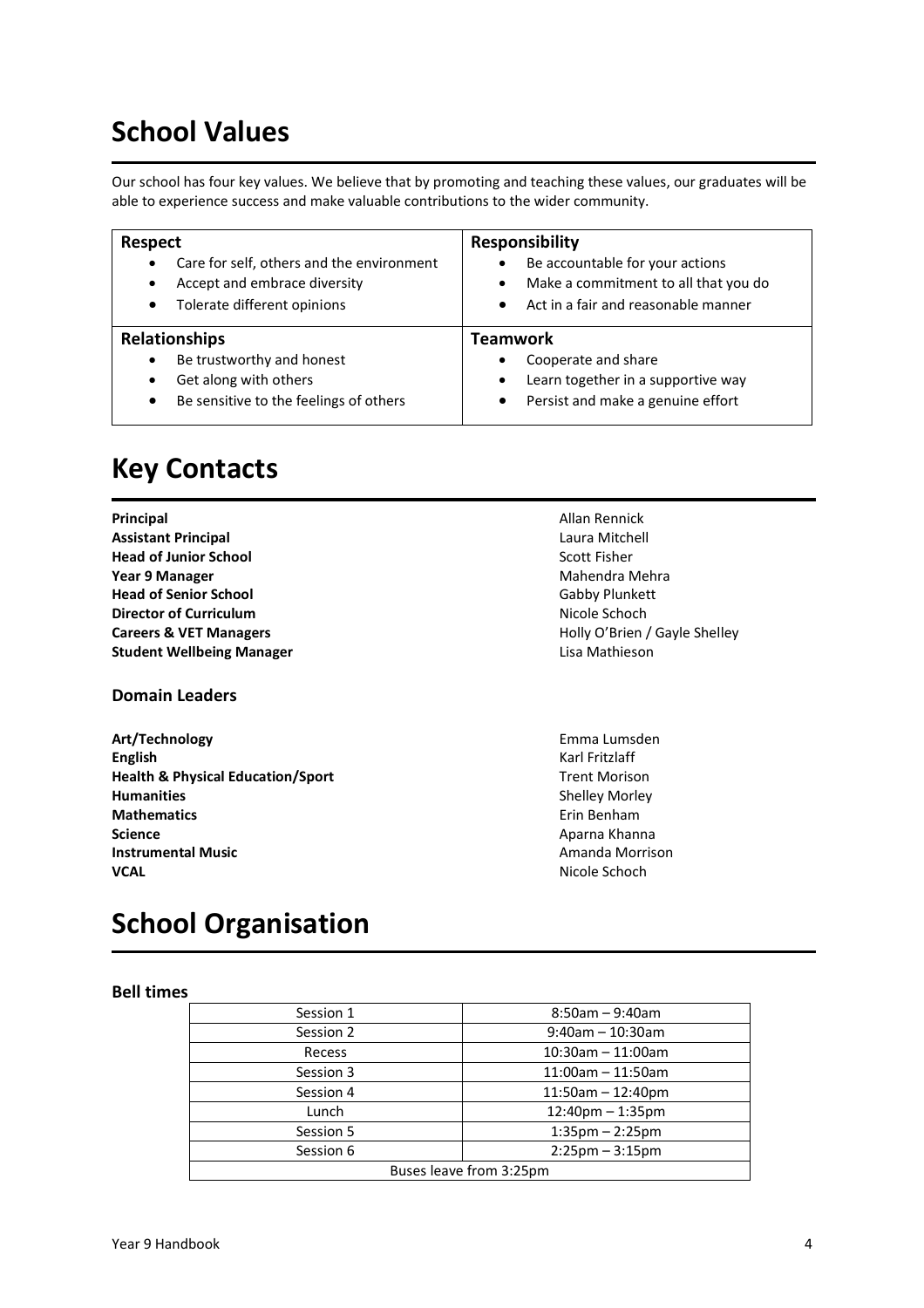# School Values

Our school has four key values. We believe that by promoting and teaching these values, our graduates will be able to experience success and make valuable contributions to the wider community.

| **Respect** | **Responsibility** |
|---|---|
| • Care for self, others and the environment<br>• Accept and embrace diversity<br>• Tolerate different opinions | • Be accountable for your actions<br>• Make a commitment to all that you do<br>• Act in a fair and reasonable manner |
| **Relationships** | **Teamwork** |
| • Be trustworthy and honest<br>• Get along with others<br>• Be sensitive to the feelings of others | • Cooperate and share<br>• Learn together in a supportive way<br>• Persist and make a genuine effort |

# Key Contacts

| | |
|---|---|
| **Principal** | Allan Rennick |
| **Assistant Principal** | Laura Mitchell |
| **Head of Junior School** | Scott Fisher |
| **Year 9 Manager** | Mahendra Mehra |
| **Head of Senior School** | Gabby Plunkett |
| **Director of Curriculum** | Nicole Schoch |
| **Careers & VET Managers** | Holly O'Brien / Gayle Shelley |
| **Student Wellbeing Manager** | Lisa Mathieson |

### Domain Leaders

| | |
|---|---|
| **Art/Technology** | Emma Lumsden |
| **English** | Karl Fritzlaff |
| **Health & Physical Education/Sport** | Trent Morison |
| **Humanities** | Shelley Morley |
| **Mathematics** | Erin Benham |
| **Science** | Aparna Khanna |
| **Instrumental Music** | Amanda Morrison |
| **VCAL** | Nicole Schoch |

# School Organisation

### Bell times

| | |
|---|---|
| Session 1 | 8:50am – 9:40am |
| Session 2 | 9:40am – 10:30am |
| Recess | 10:30am – 11:00am |
| Session 3 | 11:00am – 11:50am |
| Session 4 | 11:50am – 12:40pm |
| Lunch | 12:40pm – 1:35pm |
| Session 5 | 1:35pm – 2:25pm |
| Session 6 | 2:25pm – 3:15pm |
| Buses leave from 3:25pm | |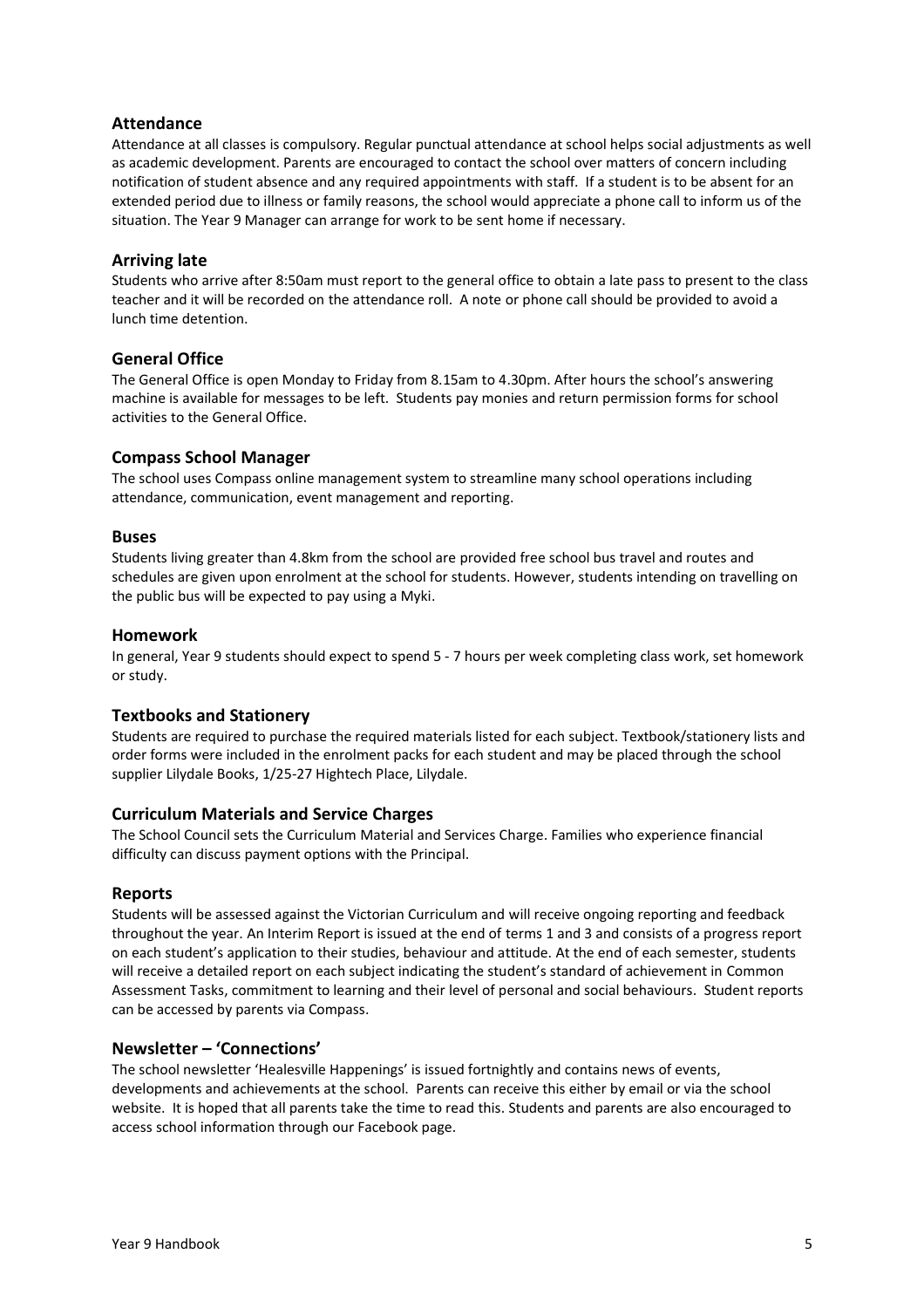## Attendance

Attendance at all classes is compulsory. Regular punctual attendance at school helps social adjustments as well as academic development. Parents are encouraged to contact the school over matters of concern including notification of student absence and any required appointments with staff. If a student is to be absent for an extended period due to illness or family reasons, the school would appreciate a phone call to inform us of the situation. The Year 9 Manager can arrange for work to be sent home if necessary.

## Arriving late

Students who arrive after 8:50am must report to the general office to obtain a late pass to present to the class teacher and it will be recorded on the attendance roll. A note or phone call should be provided to avoid a lunch time detention.

## General Office

The General Office is open Monday to Friday from 8.15am to 4.30pm. After hours the school's answering machine is available for messages to be left. Students pay monies and return permission forms for school activities to the General Office.

## Compass School Manager

The school uses Compass online management system to streamline many school operations including attendance, communication, event management and reporting.

## Buses

Students living greater than 4.8km from the school are provided free school bus travel and routes and schedules are given upon enrolment at the school for students. However, students intending on travelling on the public bus will be expected to pay using a Myki.

## Homework

In general, Year 9 students should expect to spend 5 - 7 hours per week completing class work, set homework or study.

## Textbooks and Stationery

Students are required to purchase the required materials listed for each subject. Textbook/stationery lists and order forms were included in the enrolment packs for each student and may be placed through the school supplier Lilydale Books, 1/25-27 Hightech Place, Lilydale.

## Curriculum Materials and Service Charges

The School Council sets the Curriculum Material and Services Charge. Families who experience financial difficulty can discuss payment options with the Principal.

## Reports

Students will be assessed against the Victorian Curriculum and will receive ongoing reporting and feedback throughout the year. An Interim Report is issued at the end of terms 1 and 3 and consists of a progress report on each student's application to their studies, behaviour and attitude. At the end of each semester, students will receive a detailed report on each subject indicating the student's standard of achievement in Common Assessment Tasks, commitment to learning and their level of personal and social behaviours. Student reports can be accessed by parents via Compass.

## Newsletter – 'Connections'

The school newsletter 'Healesville Happenings' is issued fortnightly and contains news of events, developments and achievements at the school. Parents can receive this either by email or via the school website. It is hoped that all parents take the time to read this. Students and parents are also encouraged to access school information through our Facebook page.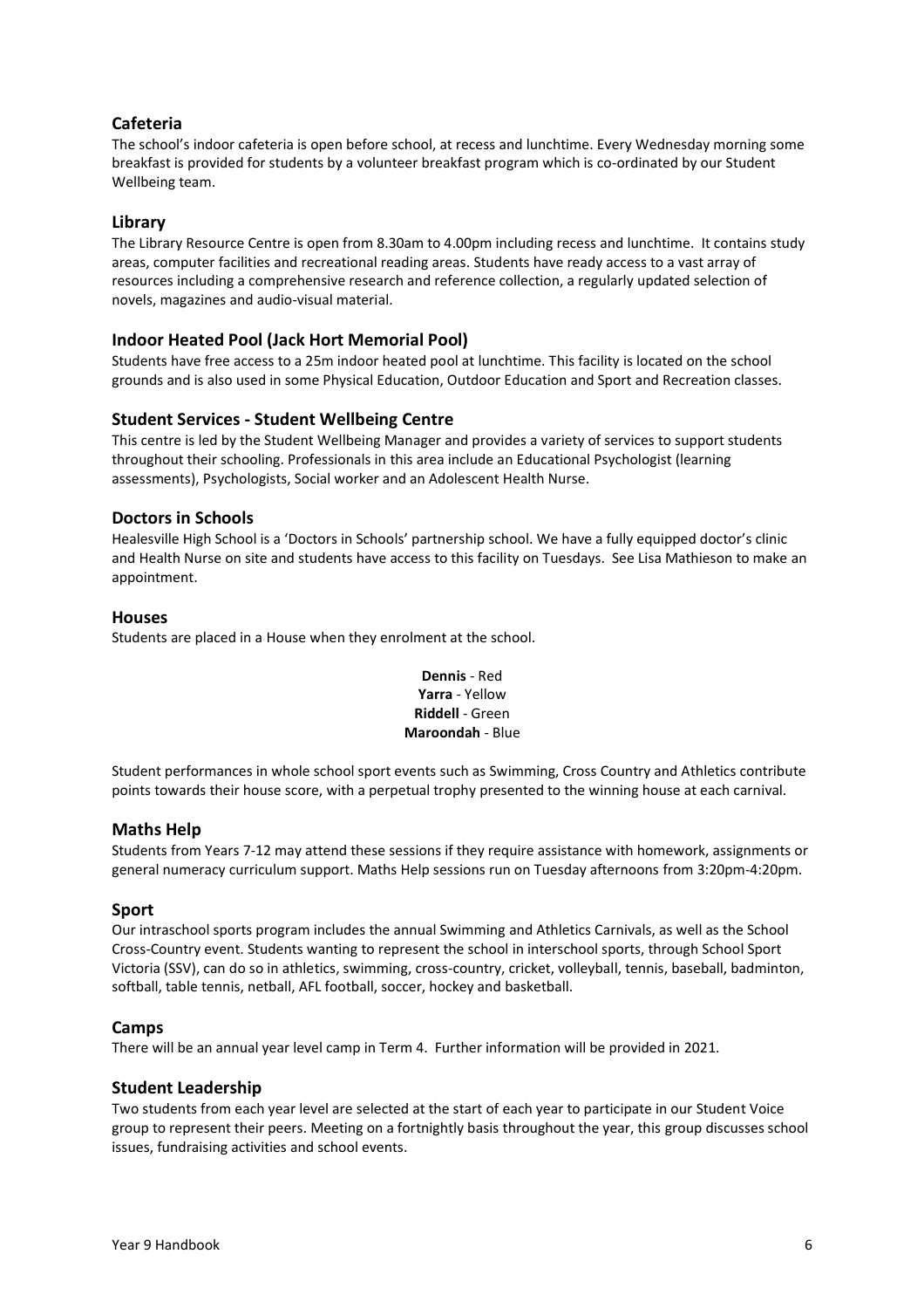## Cafeteria

The school's indoor cafeteria is open before school, at recess and lunchtime. Every Wednesday morning some breakfast is provided for students by a volunteer breakfast program which is co-ordinated by our Student Wellbeing team.

## Library

The Library Resource Centre is open from 8.30am to 4.00pm including recess and lunchtime. It contains study areas, computer facilities and recreational reading areas. Students have ready access to a vast array of resources including a comprehensive research and reference collection, a regularly updated selection of novels, magazines and audio-visual material.

## Indoor Heated Pool (Jack Hort Memorial Pool)

Students have free access to a 25m indoor heated pool at lunchtime. This facility is located on the school grounds and is also used in some Physical Education, Outdoor Education and Sport and Recreation classes.

## Student Services - Student Wellbeing Centre

This centre is led by the Student Wellbeing Manager and provides a variety of services to support students throughout their schooling. Professionals in this area include an Educational Psychologist (learning assessments), Psychologists, Social worker and an Adolescent Health Nurse.

## Doctors in Schools

Healesville High School is a 'Doctors in Schools' partnership school. We have a fully equipped doctor's clinic and Health Nurse on site and students have access to this facility on Tuesdays. See Lisa Mathieson to make an appointment.

## Houses

Students are placed in a House when they enrolment at the school.

**Dennis** - Red
**Yarra** - Yellow
**Riddell** - Green
**Maroondah** - Blue

Student performances in whole school sport events such as Swimming, Cross Country and Athletics contribute points towards their house score, with a perpetual trophy presented to the winning house at each carnival.

## Maths Help

Students from Years 7-12 may attend these sessions if they require assistance with homework, assignments or general numeracy curriculum support. Maths Help sessions run on Tuesday afternoons from 3:20pm-4:20pm.

## Sport

Our intraschool sports program includes the annual Swimming and Athletics Carnivals, as well as the School Cross-Country event. Students wanting to represent the school in interschool sports, through School Sport Victoria (SSV), can do so in athletics, swimming, cross-country, cricket, volleyball, tennis, baseball, badminton, softball, table tennis, netball, AFL football, soccer, hockey and basketball.

## Camps

There will be an annual year level camp in Term 4. Further information will be provided in 2021.

## Student Leadership

Two students from each year level are selected at the start of each year to participate in our Student Voice group to represent their peers. Meeting on a fortnightly basis throughout the year, this group discusses school issues, fundraising activities and school events.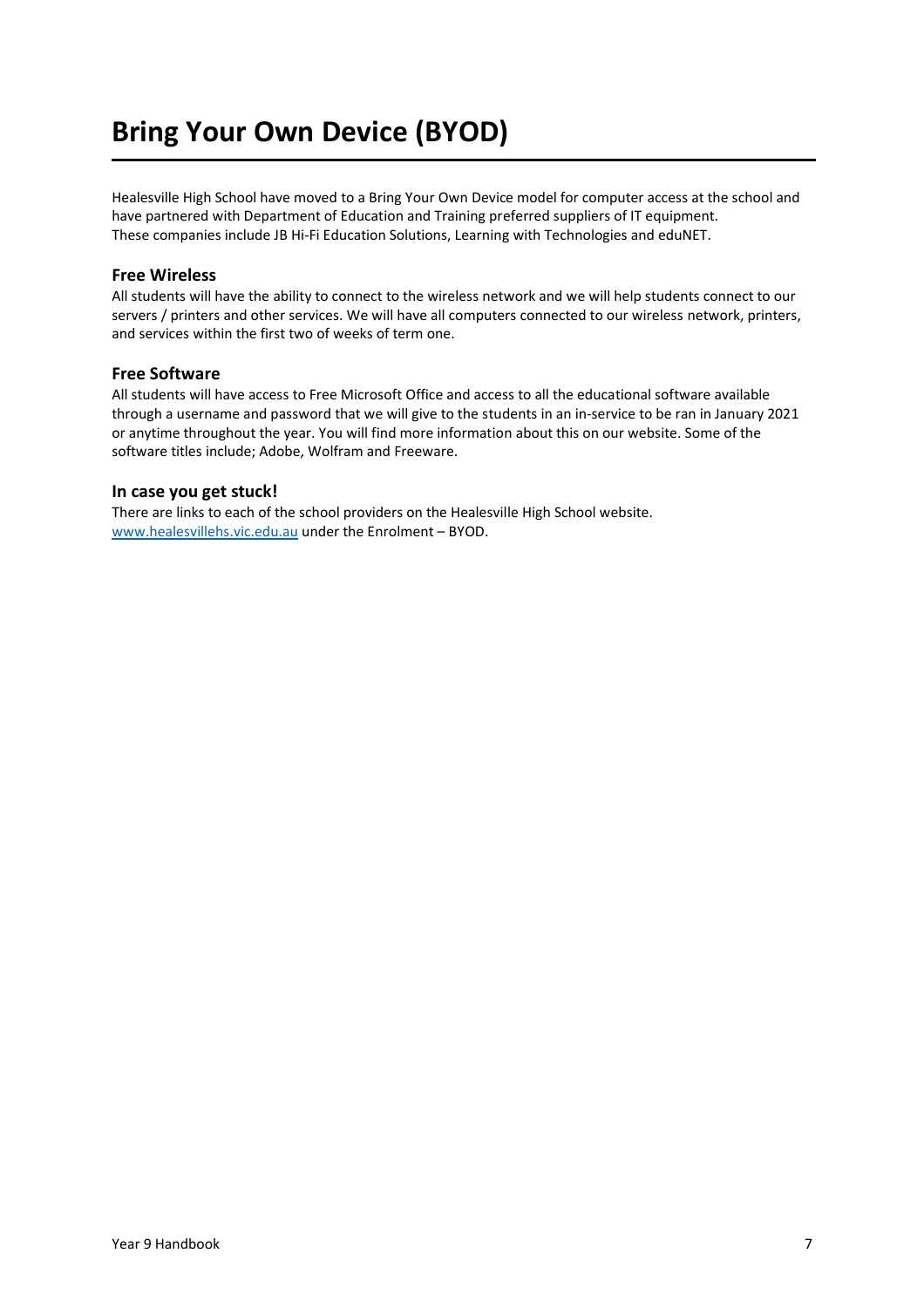# Bring Your Own Device (BYOD)

Healesville High School have moved to a Bring Your Own Device model for computer access at the school and have partnered with Department of Education and Training preferred suppliers of IT equipment. These companies include JB Hi-Fi Education Solutions, Learning with Technologies and eduNET.

### Free Wireless

All students will have the ability to connect to the wireless network and we will help students connect to our servers / printers and other services. We will have all computers connected to our wireless network, printers, and services within the first two of weeks of term one.

### Free Software

All students will have access to Free Microsoft Office and access to all the educational software available through a username and password that we will give to the students in an in-service to be ran in January 2021 or anytime throughout the year. You will find more information about this on our website. Some of the software titles include; Adobe, Wolfram and Freeware.

### In case you get stuck!

There are links to each of the school providers on the Healesville High School website. [www.healesvillehs.vic.edu.au](http://www.healesvillehs.vic.edu.au) under the Enrolment – BYOD.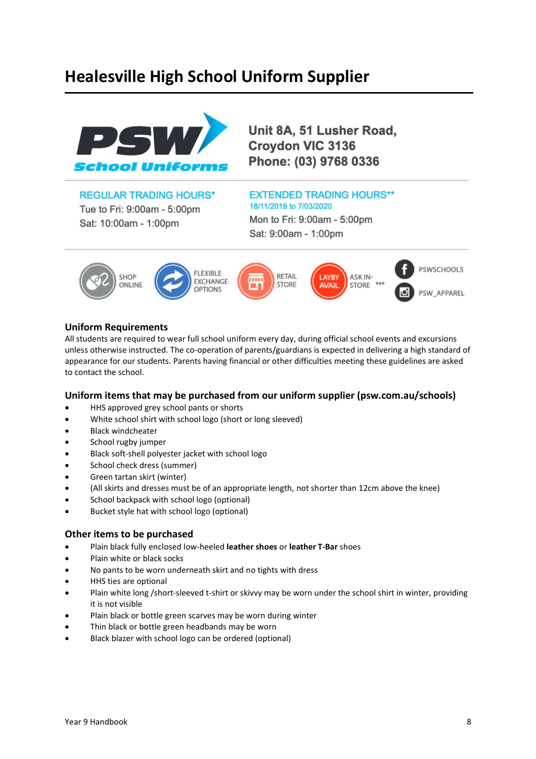# Healesville High School Uniform Supplier

PSW School Uniforms

**Unit 8A, 51 Lusher Road,**
**Croydon VIC 3136**
**Phone: (03) 9768 0336**

REGULAR TRADING HOURS*
Tue to Fri: 9:00am - 5:00pm
Sat: 10:00am - 1:00pm

EXTENDED TRADING HOURS**
18/11/2019 to 7/03/2020
Mon to Fri: 9:00am - 5:00pm
Sat: 9:00am - 1:00pm

SHOP ONLINE | FLEXIBLE EXCHANGE OPTIONS | RETAIL STORE | LAYBY AVAIL ASK IN-STORE *** | PSWSCHOOLS | PSW_APPAREL

## Uniform Requirements

All students are required to wear full school uniform every day, during official school events and excursions unless otherwise instructed. The co-operation of parents/guardians is expected in delivering a high standard of appearance for our students. Parents having financial or other difficulties meeting these guidelines are asked to contact the school.

## Uniform items that may be purchased from our uniform supplier (psw.com.au/schools)

- HHS approved grey school pants or shorts
- White school shirt with school logo (short or long sleeved)
- Black windcheater
- School rugby jumper
- Black soft-shell polyester jacket with school logo
- School check dress (summer)
- Green tartan skirt (winter)
- (All skirts and dresses must be of an appropriate length, not shorter than 12cm above the knee)
- School backpack with school logo (optional)
- Bucket style hat with school logo (optional)

## Other items to be purchased

- Plain black fully enclosed low-heeled **leather shoes** or **leather T-Bar** shoes
- Plain white or black socks
- No pants to be worn underneath skirt and no tights with dress
- HHS ties are optional
- Plain white long /short-sleeved t-shirt or skivvy may be worn under the school shirt in winter, providing it is not visible
- Plain black or bottle green scarves may be worn during winter
- Thin black or bottle green headbands may be worn
- Black blazer with school logo can be ordered (optional)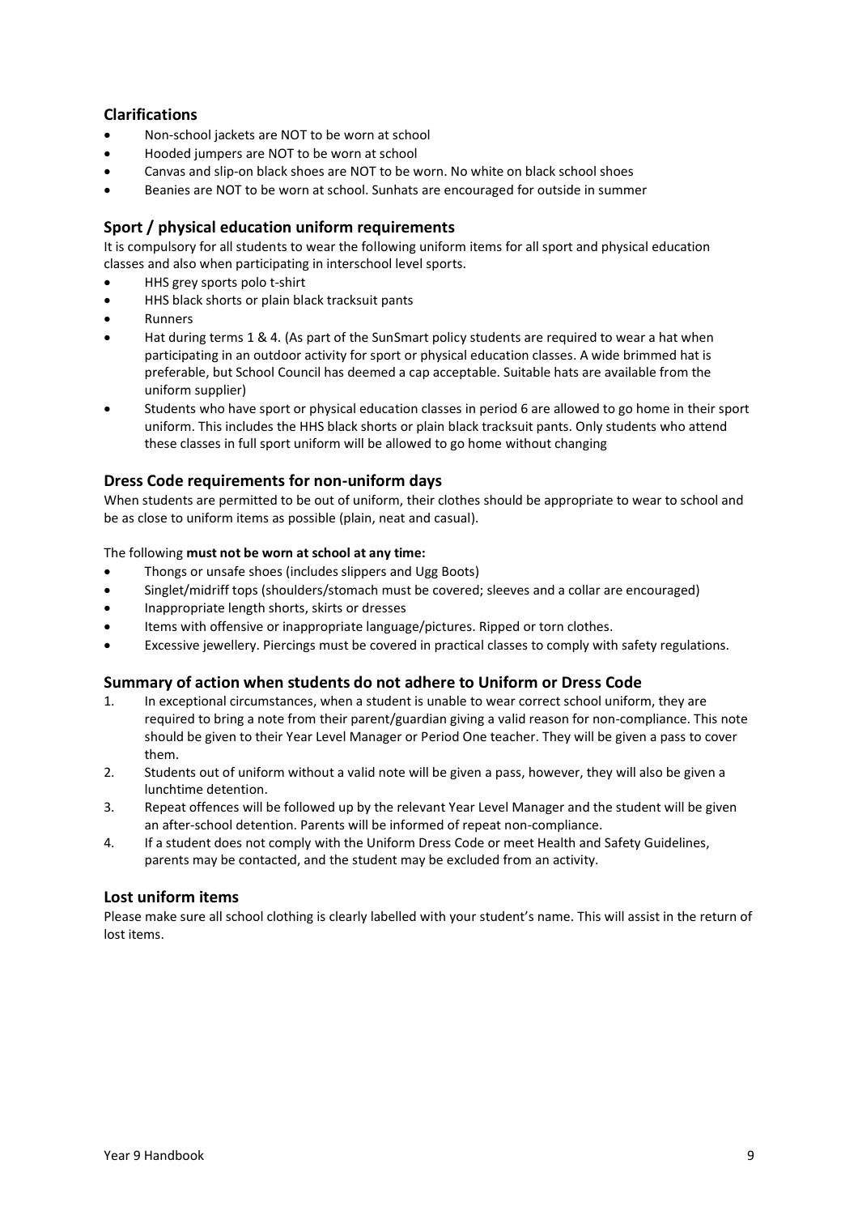## Clarifications

- Non-school jackets are NOT to be worn at school
- Hooded jumpers are NOT to be worn at school
- Canvas and slip-on black shoes are NOT to be worn. No white on black school shoes
- Beanies are NOT to be worn at school. Sunhats are encouraged for outside in summer

## Sport / physical education uniform requirements

It is compulsory for all students to wear the following uniform items for all sport and physical education classes and also when participating in interschool level sports.

- HHS grey sports polo t-shirt
- HHS black shorts or plain black tracksuit pants
- Runners
- Hat during terms 1 & 4. (As part of the SunSmart policy students are required to wear a hat when participating in an outdoor activity for sport or physical education classes. A wide brimmed hat is preferable, but School Council has deemed a cap acceptable. Suitable hats are available from the uniform supplier)
- Students who have sport or physical education classes in period 6 are allowed to go home in their sport uniform. This includes the HHS black shorts or plain black tracksuit pants. Only students who attend these classes in full sport uniform will be allowed to go home without changing

## Dress Code requirements for non-uniform days

When students are permitted to be out of uniform, their clothes should be appropriate to wear to school and be as close to uniform items as possible (plain, neat and casual).

The following **must not be worn at school at any time:**

- Thongs or unsafe shoes (includes slippers and Ugg Boots)
- Singlet/midriff tops (shoulders/stomach must be covered; sleeves and a collar are encouraged)
- Inappropriate length shorts, skirts or dresses
- Items with offensive or inappropriate language/pictures. Ripped or torn clothes.
- Excessive jewellery. Piercings must be covered in practical classes to comply with safety regulations.

## Summary of action when students do not adhere to Uniform or Dress Code

1. In exceptional circumstances, when a student is unable to wear correct school uniform, they are required to bring a note from their parent/guardian giving a valid reason for non-compliance. This note should be given to their Year Level Manager or Period One teacher. They will be given a pass to cover them.
2. Students out of uniform without a valid note will be given a pass, however, they will also be given a lunchtime detention.
3. Repeat offences will be followed up by the relevant Year Level Manager and the student will be given an after-school detention. Parents will be informed of repeat non-compliance.
4. If a student does not comply with the Uniform Dress Code or meet Health and Safety Guidelines, parents may be contacted, and the student may be excluded from an activity.

## Lost uniform items

Please make sure all school clothing is clearly labelled with your student's name. This will assist in the return of lost items.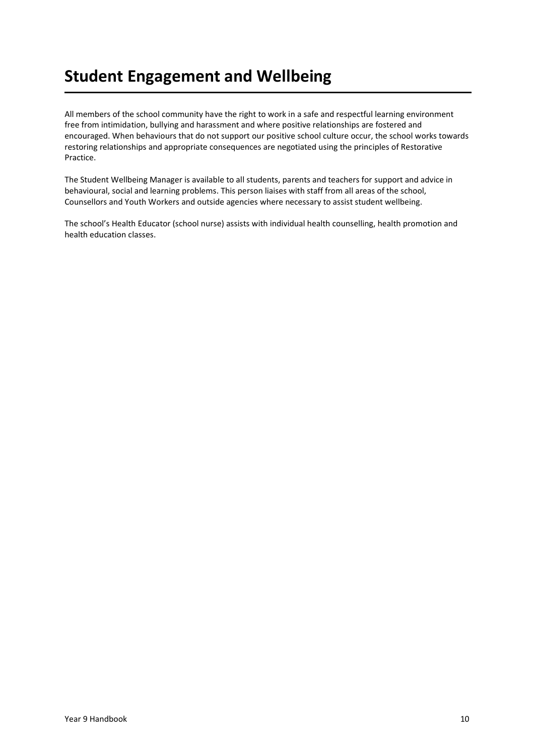# Student Engagement and Wellbeing

All members of the school community have the right to work in a safe and respectful learning environment free from intimidation, bullying and harassment and where positive relationships are fostered and encouraged. When behaviours that do not support our positive school culture occur, the school works towards restoring relationships and appropriate consequences are negotiated using the principles of Restorative Practice.

The Student Wellbeing Manager is available to all students, parents and teachers for support and advice in behavioural, social and learning problems. This person liaises with staff from all areas of the school, Counsellors and Youth Workers and outside agencies where necessary to assist student wellbeing.

The school's Health Educator (school nurse) assists with individual health counselling, health promotion and health education classes.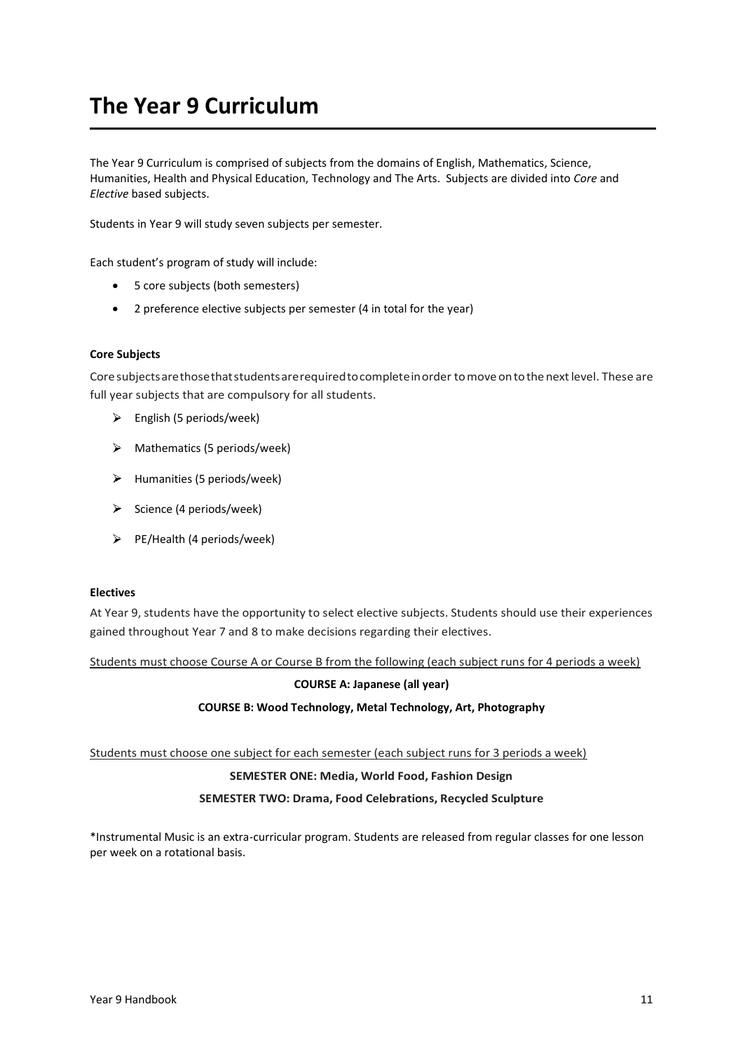# The Year 9 Curriculum

The Year 9 Curriculum is comprised of subjects from the domains of English, Mathematics, Science, Humanities, Health and Physical Education, Technology and The Arts. Subjects are divided into *Core* and *Elective* based subjects.

Students in Year 9 will study seven subjects per semester.

Each student's program of study will include:

- 5 core subjects (both semesters)
- 2 preference elective subjects per semester (4 in total for the year)

**Core Subjects**

Core subjects are those that students are required to complete in order to move on to the next level. These are full year subjects that are compulsory for all students.

- English (5 periods/week)
- Mathematics (5 periods/week)
- Humanities (5 periods/week)
- Science (4 periods/week)
- PE/Health (4 periods/week)

**Electives**

At Year 9, students have the opportunity to select elective subjects. Students should use their experiences gained throughout Year 7 and 8 to make decisions regarding their electives.

Students must choose Course A or Course B from the following (each subject runs for 4 periods a week)

**COURSE A: Japanese (all year)**

**COURSE B: Wood Technology, Metal Technology, Art, Photography**

Students must choose one subject for each semester (each subject runs for 3 periods a week)

**SEMESTER ONE: Media, World Food, Fashion Design**

**SEMESTER TWO: Drama, Food Celebrations, Recycled Sculpture**

*Instrumental Music is an extra-curricular program. Students are released from regular classes for one lesson per week on a rotational basis.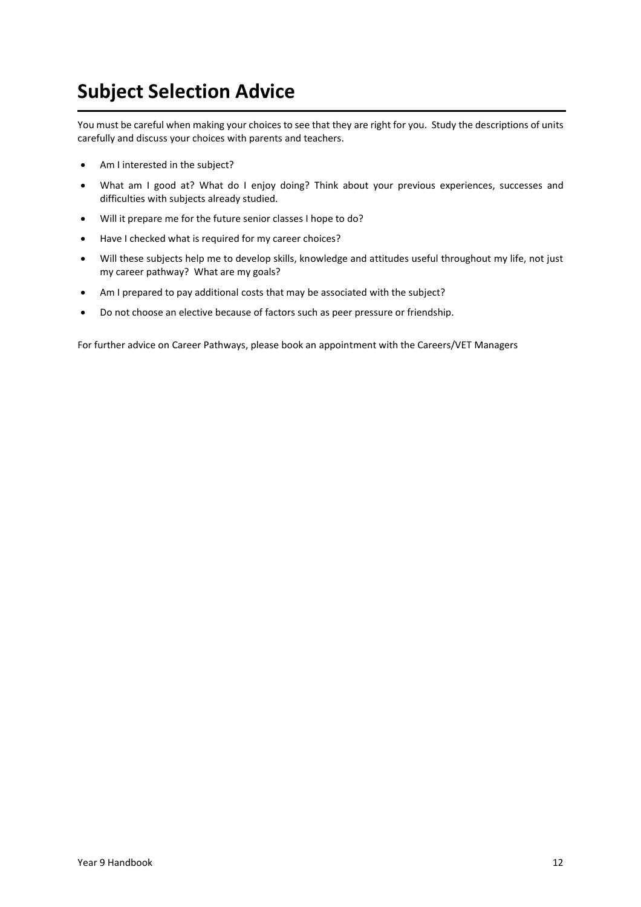# Subject Selection Advice

You must be careful when making your choices to see that they are right for you. Study the descriptions of units carefully and discuss your choices with parents and teachers.

- Am I interested in the subject?
- What am I good at? What do I enjoy doing? Think about your previous experiences, successes and difficulties with subjects already studied.
- Will it prepare me for the future senior classes I hope to do?
- Have I checked what is required for my career choices?
- Will these subjects help me to develop skills, knowledge and attitudes useful throughout my life, not just my career pathway? What are my goals?
- Am I prepared to pay additional costs that may be associated with the subject?
- Do not choose an elective because of factors such as peer pressure or friendship.

For further advice on Career Pathways, please book an appointment with the Careers/VET Managers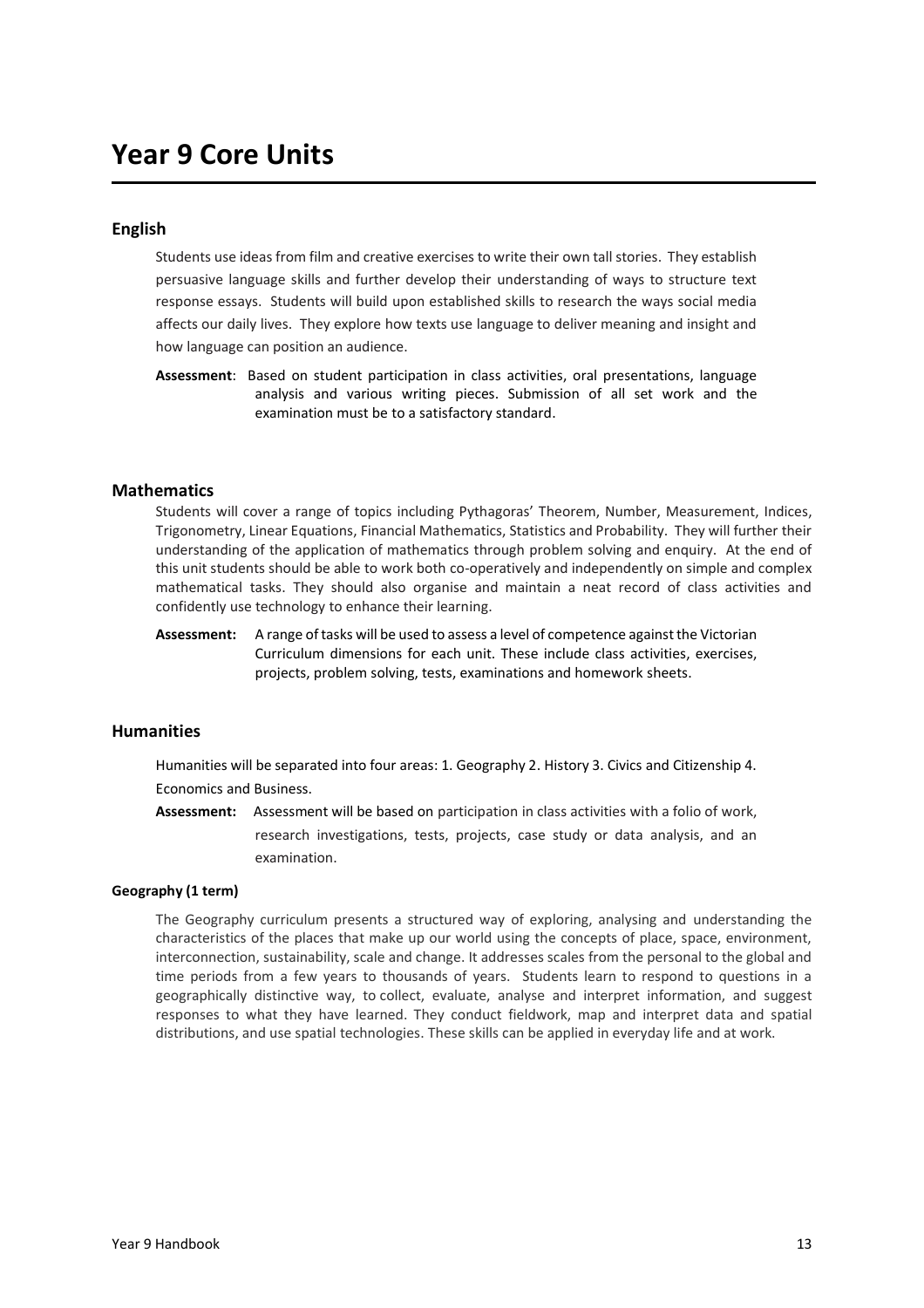# Year 9 Core Units

## English

Students use ideas from film and creative exercises to write their own tall stories. They establish persuasive language skills and further develop their understanding of ways to structure text response essays. Students will build upon established skills to research the ways social media affects our daily lives. They explore how texts use language to deliver meaning and insight and how language can position an audience.

**Assessment**: Based on student participation in class activities, oral presentations, language analysis and various writing pieces. Submission of all set work and the examination must be to a satisfactory standard.

## Mathematics

Students will cover a range of topics including Pythagoras' Theorem, Number, Measurement, Indices, Trigonometry, Linear Equations, Financial Mathematics, Statistics and Probability. They will further their understanding of the application of mathematics through problem solving and enquiry. At the end of this unit students should be able to work both co-operatively and independently on simple and complex mathematical tasks. They should also organise and maintain a neat record of class activities and confidently use technology to enhance their learning.

**Assessment:** A range of tasks will be used to assess a level of competence against the Victorian Curriculum dimensions for each unit. These include class activities, exercises, projects, problem solving, tests, examinations and homework sheets.

## Humanities

Humanities will be separated into four areas: 1. Geography 2. History 3. Civics and Citizenship 4. Economics and Business.

**Assessment:** Assessment will be based on participation in class activities with a folio of work, research investigations, tests, projects, case study or data analysis, and an examination.

### Geography (1 term)

The Geography curriculum presents a structured way of exploring, analysing and understanding the characteristics of the places that make up our world using the concepts of place, space, environment, interconnection, sustainability, scale and change. It addresses scales from the personal to the global and time periods from a few years to thousands of years. Students learn to respond to questions in a geographically distinctive way, to collect, evaluate, analyse and interpret information, and suggest responses to what they have learned. They conduct fieldwork, map and interpret data and spatial distributions, and use spatial technologies. These skills can be applied in everyday life and at work.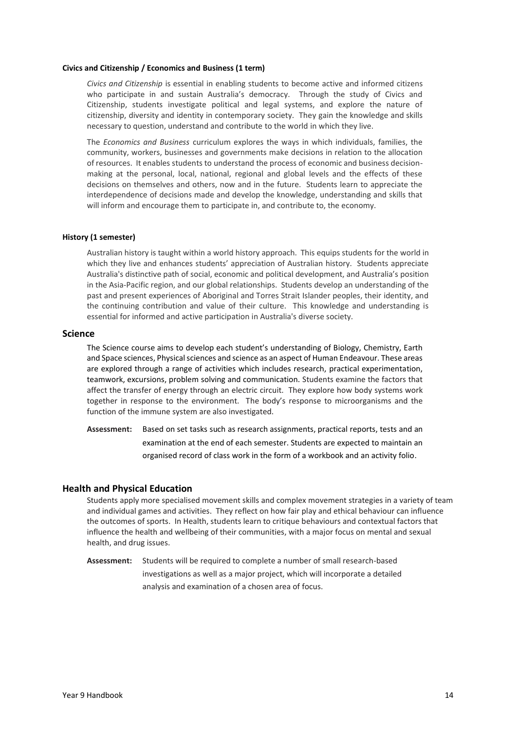#### Civics and Citizenship / Economics and Business (1 term)

*Civics and Citizenship* is essential in enabling students to become active and informed citizens who participate in and sustain Australia's democracy. Through the study of Civics and Citizenship, students investigate political and legal systems, and explore the nature of citizenship, diversity and identity in contemporary society. They gain the knowledge and skills necessary to question, understand and contribute to the world in which they live.

The *Economics and Business* curriculum explores the ways in which individuals, families, the community, workers, businesses and governments make decisions in relation to the allocation of resources. It enables students to understand the process of economic and business decision-making at the personal, local, national, regional and global levels and the effects of these decisions on themselves and others, now and in the future. Students learn to appreciate the interdependence of decisions made and develop the knowledge, understanding and skills that will inform and encourage them to participate in, and contribute to, the economy.

#### History (1 semester)

Australian history is taught within a world history approach. This equips students for the world in which they live and enhances students' appreciation of Australian history. Students appreciate Australia's distinctive path of social, economic and political development, and Australia's position in the Asia-Pacific region, and our global relationships. Students develop an understanding of the past and present experiences of Aboriginal and Torres Strait Islander peoples, their identity, and the continuing contribution and value of their culture. This knowledge and understanding is essential for informed and active participation in Australia's diverse society.

## Science

The Science course aims to develop each student's understanding of Biology, Chemistry, Earth and Space sciences, Physical sciences and science as an aspect of Human Endeavour. These areas are explored through a range of activities which includes research, practical experimentation, teamwork, excursions, problem solving and communication. Students examine the factors that affect the transfer of energy through an electric circuit. They explore how body systems work together in response to the environment. The body's response to microorganisms and the function of the immune system are also investigated.

**Assessment:** Based on set tasks such as research assignments, practical reports, tests and an examination at the end of each semester. Students are expected to maintain an organised record of class work in the form of a workbook and an activity folio.

## Health and Physical Education

Students apply more specialised movement skills and complex movement strategies in a variety of team and individual games and activities. They reflect on how fair play and ethical behaviour can influence the outcomes of sports. In Health, students learn to critique behaviours and contextual factors that influence the health and wellbeing of their communities, with a major focus on mental and sexual health, and drug issues.

**Assessment:** Students will be required to complete a number of small research-based investigations as well as a major project, which will incorporate a detailed analysis and examination of a chosen area of focus.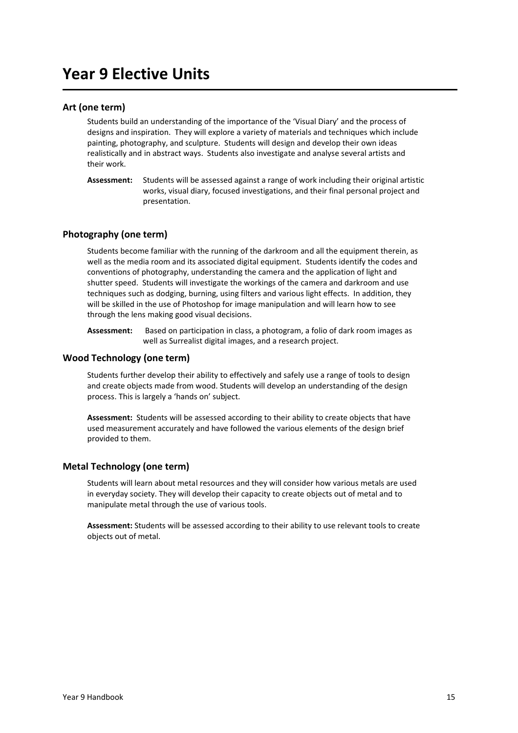# Year 9 Elective Units

## Art (one term)

Students build an understanding of the importance of the 'Visual Diary' and the process of designs and inspiration. They will explore a variety of materials and techniques which include painting, photography, and sculpture. Students will design and develop their own ideas realistically and in abstract ways. Students also investigate and analyse several artists and their work.

**Assessment:** Students will be assessed against a range of work including their original artistic works, visual diary, focused investigations, and their final personal project and presentation.

## Photography (one term)

Students become familiar with the running of the darkroom and all the equipment therein, as well as the media room and its associated digital equipment. Students identify the codes and conventions of photography, understanding the camera and the application of light and shutter speed. Students will investigate the workings of the camera and darkroom and use techniques such as dodging, burning, using filters and various light effects. In addition, they will be skilled in the use of Photoshop for image manipulation and will learn how to see through the lens making good visual decisions.

**Assessment:** Based on participation in class, a photogram, a folio of dark room images as well as Surrealist digital images, and a research project.

## Wood Technology (one term)

Students further develop their ability to effectively and safely use a range of tools to design and create objects made from wood. Students will develop an understanding of the design process. This is largely a 'hands on' subject.

**Assessment:** Students will be assessed according to their ability to create objects that have used measurement accurately and have followed the various elements of the design brief provided to them.

## Metal Technology (one term)

Students will learn about metal resources and they will consider how various metals are used in everyday society. They will develop their capacity to create objects out of metal and to manipulate metal through the use of various tools.

**Assessment:** Students will be assessed according to their ability to use relevant tools to create objects out of metal.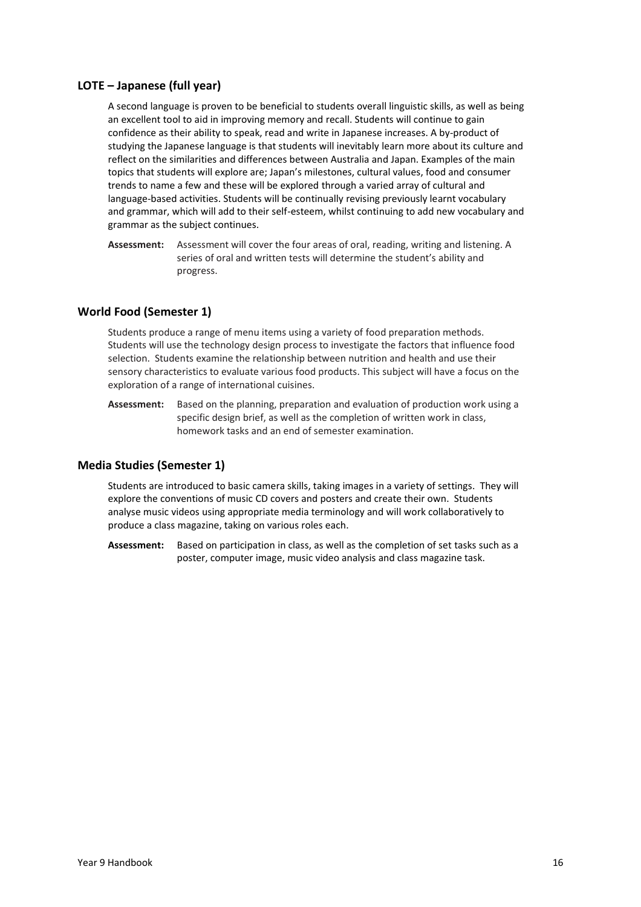## LOTE – Japanese (full year)

A second language is proven to be beneficial to students overall linguistic skills, as well as being an excellent tool to aid in improving memory and recall. Students will continue to gain confidence as their ability to speak, read and write in Japanese increases. A by-product of studying the Japanese language is that students will inevitably learn more about its culture and reflect on the similarities and differences between Australia and Japan. Examples of the main topics that students will explore are; Japan's milestones, cultural values, food and consumer trends to name a few and these will be explored through a varied array of cultural and language-based activities. Students will be continually revising previously learnt vocabulary and grammar, which will add to their self-esteem, whilst continuing to add new vocabulary and grammar as the subject continues.

**Assessment:** Assessment will cover the four areas of oral, reading, writing and listening. A series of oral and written tests will determine the student's ability and progress.

## World Food (Semester 1)

Students produce a range of menu items using a variety of food preparation methods. Students will use the technology design process to investigate the factors that influence food selection. Students examine the relationship between nutrition and health and use their sensory characteristics to evaluate various food products. This subject will have a focus on the exploration of a range of international cuisines.

**Assessment:** Based on the planning, preparation and evaluation of production work using a specific design brief, as well as the completion of written work in class, homework tasks and an end of semester examination.

## Media Studies (Semester 1)

Students are introduced to basic camera skills, taking images in a variety of settings. They will explore the conventions of music CD covers and posters and create their own. Students analyse music videos using appropriate media terminology and will work collaboratively to produce a class magazine, taking on various roles each.

**Assessment:** Based on participation in class, as well as the completion of set tasks such as a poster, computer image, music video analysis and class magazine task.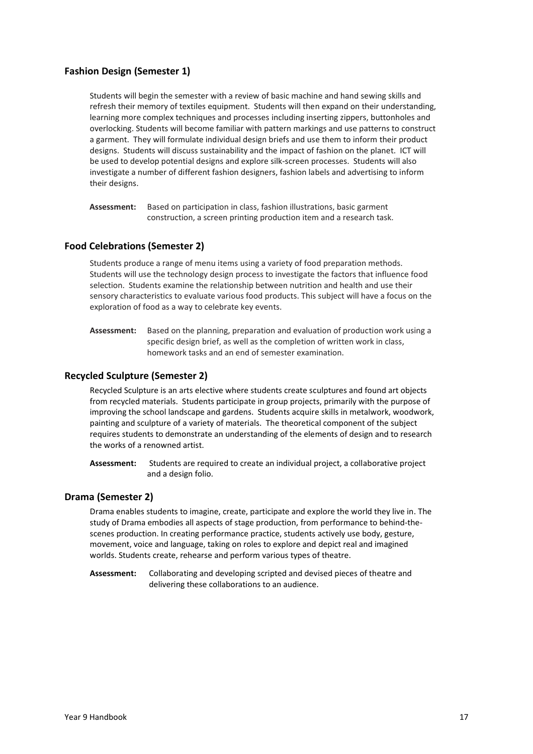## Fashion Design (Semester 1)

Students will begin the semester with a review of basic machine and hand sewing skills and refresh their memory of textiles equipment. Students will then expand on their understanding, learning more complex techniques and processes including inserting zippers, buttonholes and overlocking. Students will become familiar with pattern markings and use patterns to construct a garment. They will formulate individual design briefs and use them to inform their product designs. Students will discuss sustainability and the impact of fashion on the planet. ICT will be used to develop potential designs and explore silk-screen processes. Students will also investigate a number of different fashion designers, fashion labels and advertising to inform their designs.

**Assessment:** Based on participation in class, fashion illustrations, basic garment construction, a screen printing production item and a research task.

## Food Celebrations (Semester 2)

Students produce a range of menu items using a variety of food preparation methods. Students will use the technology design process to investigate the factors that influence food selection. Students examine the relationship between nutrition and health and use their sensory characteristics to evaluate various food products. This subject will have a focus on the exploration of food as a way to celebrate key events.

**Assessment:** Based on the planning, preparation and evaluation of production work using a specific design brief, as well as the completion of written work in class, homework tasks and an end of semester examination.

## Recycled Sculpture (Semester 2)

Recycled Sculpture is an arts elective where students create sculptures and found art objects from recycled materials. Students participate in group projects, primarily with the purpose of improving the school landscape and gardens. Students acquire skills in metalwork, woodwork, painting and sculpture of a variety of materials. The theoretical component of the subject requires students to demonstrate an understanding of the elements of design and to research the works of a renowned artist.

**Assessment:** Students are required to create an individual project, a collaborative project and a design folio.

## Drama (Semester 2)

Drama enables students to imagine, create, participate and explore the world they live in. The study of Drama embodies all aspects of stage production, from performance to behind-the-scenes production. In creating performance practice, students actively use body, gesture, movement, voice and language, taking on roles to explore and depict real and imagined worlds. Students create, rehearse and perform various types of theatre.

**Assessment:** Collaborating and developing scripted and devised pieces of theatre and delivering these collaborations to an audience.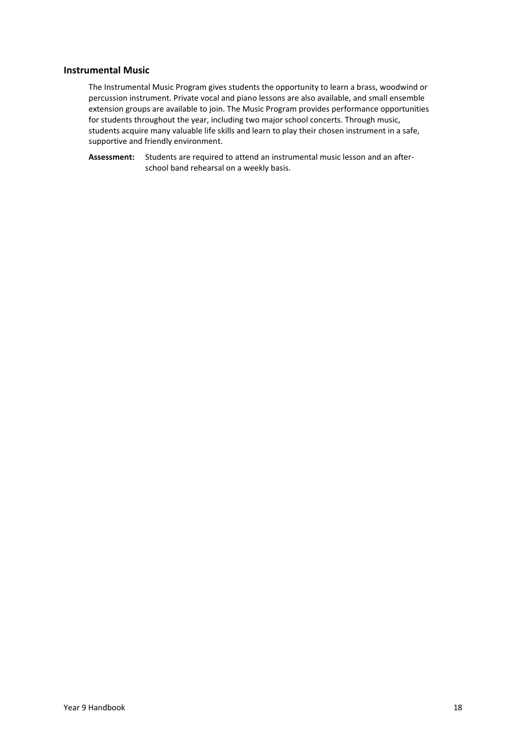## Instrumental Music

The Instrumental Music Program gives students the opportunity to learn a brass, woodwind or percussion instrument. Private vocal and piano lessons are also available, and small ensemble extension groups are available to join. The Music Program provides performance opportunities for students throughout the year, including two major school concerts. Through music, students acquire many valuable life skills and learn to play their chosen instrument in a safe, supportive and friendly environment.

**Assessment:** Students are required to attend an instrumental music lesson and an after-school band rehearsal on a weekly basis.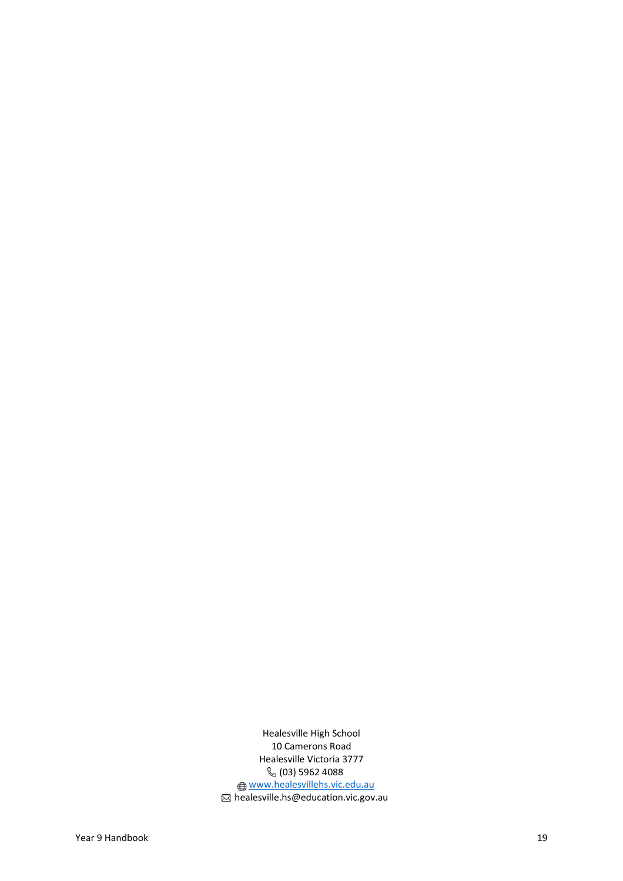Healesville High School
10 Camerons Road
Healesville Victoria 3777
(03) 5962 4088
www.healesvillehs.vic.edu.au
healesville.hs@education.vic.gov.au